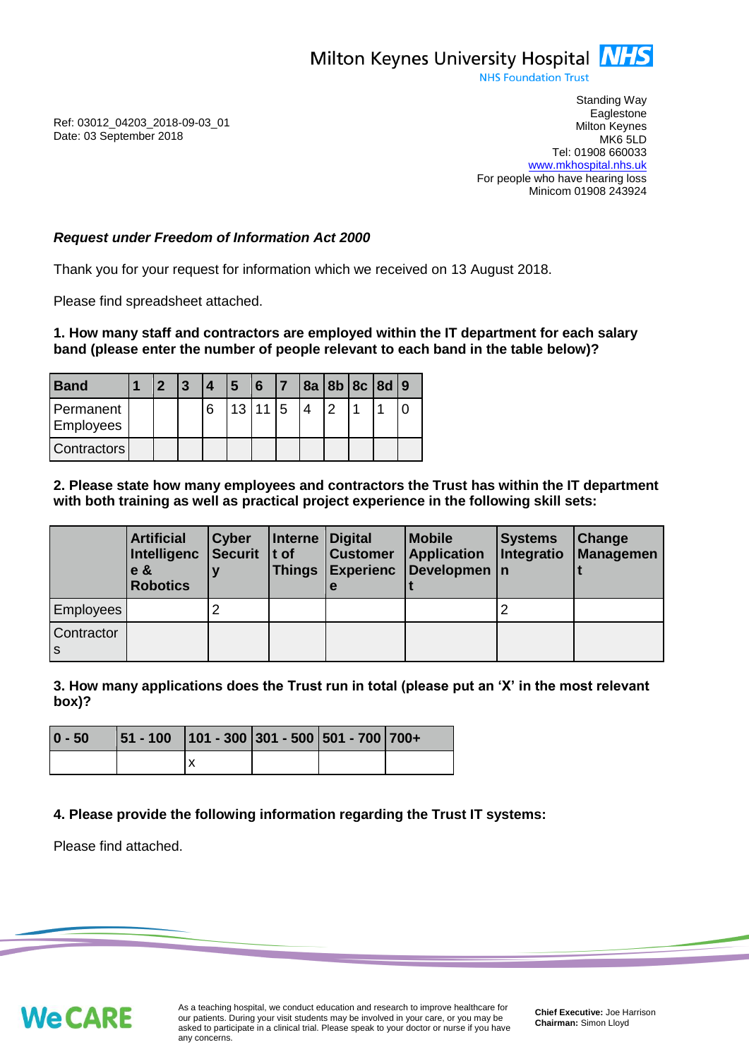Milton Keynes University Hospital NHS
NHS Foundation Trust

Standing Way
Eaglestone
Milton Keynes
MK6 5LD
Tel: 01908 660033
www.mkhospital.nhs.uk
For people who have hearing loss
Minicom 01908 243924

Ref: 03012_04203_2018-09-03_01
Date: 03 September 2018

***Request under Freedom of Information Act 2000***

Thank you for your request for information which we received on 13 August 2018.

Please find spreadsheet attached.

**1. How many staff and contractors are employed within the IT department for each salary band (please enter the number of people relevant to each band in the table below)?**

| Band | 1 | 2 | 3 | 4 | 5 | 6 | 7 | 8a | 8b | 8c | 8d | 9 |
|---|---|---|---|---|---|---|---|---|---|---|---|---|
| Permanent Employees | | | | 6 | 13 | 11 | 5 | 4 | 2 | 1 | 1 | 0 |
| Contractors | | | | | | | | | | | | |

**2. Please state how many employees and contractors the Trust has within the IT department with both training as well as practical project experience in the following skill sets:**

| | Artificial Intelligence & Robotics | Cyber Security | Internet of Things | Digital Customer Experience | Mobile Application Development | Systems Integration | Change Management |
|---|---|---|---|---|---|---|---|
| Employees | | 2 | | | | 2 | |
| Contractors | | | | | | | |

**3. How many applications does the Trust run in total (please put an 'X' in the most relevant box)?**

| 0 - 50 | 51 - 100 | 101 - 300 | 301 - 500 | 501 - 700 | 700+ |
|---|---|---|---|---|---|
| | | x | | | |

**4. Please provide the following information regarding the Trust IT systems:**

Please find attached.

We CARE

As a teaching hospital, we conduct education and research to improve healthcare for our patients. During your visit students may be involved in your care, or you may be asked to participate in a clinical trial. Please speak to your doctor or nurse if you have any concerns.

**Chief Executive:** Joe Harrison
**Chairman:** Simon Lloyd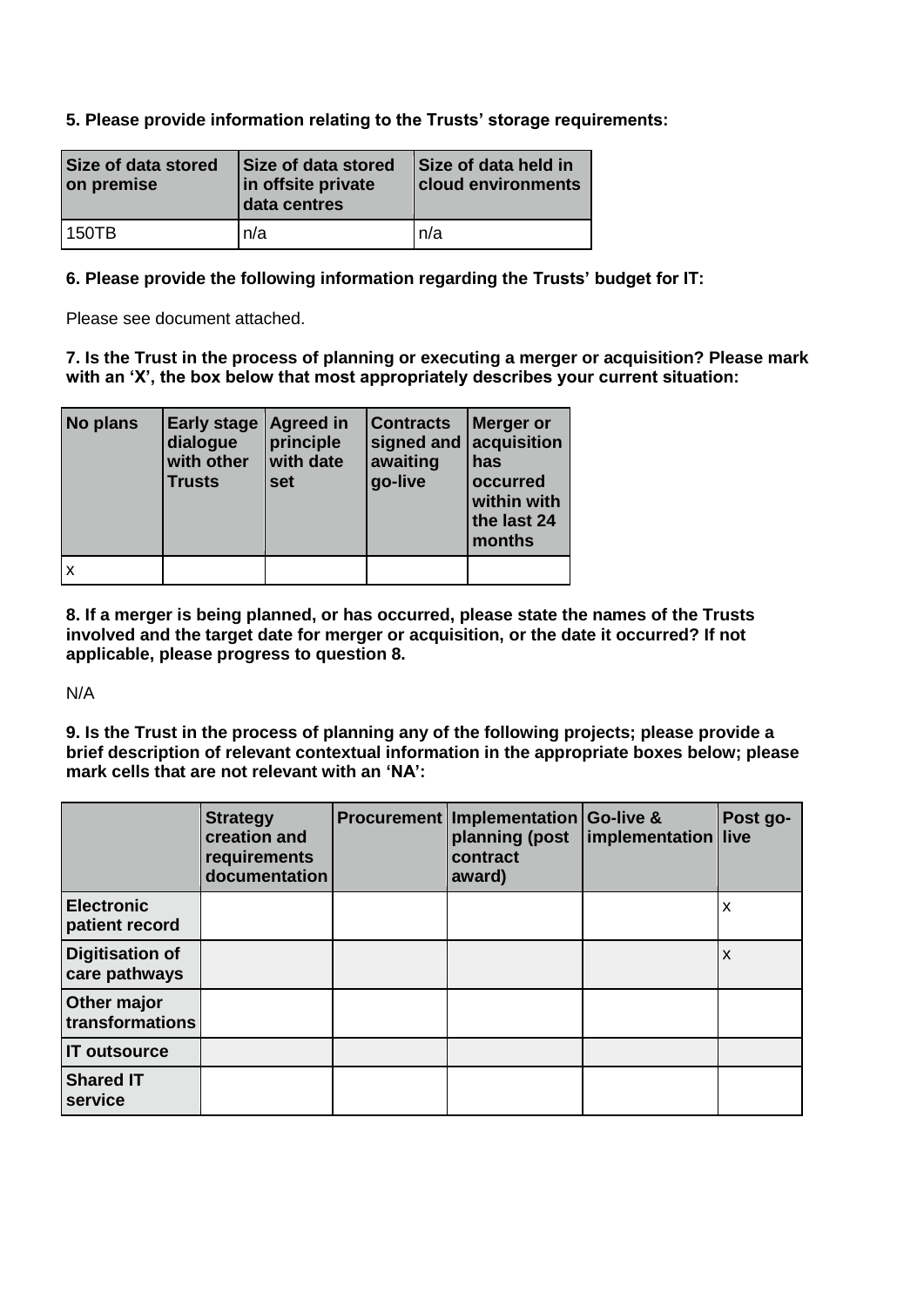**5. Please provide information relating to the Trusts' storage requirements:**

| Size of data stored on premise | Size of data stored in offsite private data centres | Size of data held in cloud environments |
|---|---|---|
| 150TB | n/a | n/a |

**6. Please provide the following information regarding the Trusts' budget for IT:**

Please see document attached.

**7. Is the Trust in the process of planning or executing a merger or acquisition? Please mark with an 'X', the box below that most appropriately describes your current situation:**

| No plans | Early stage dialogue with other Trusts | Agreed in principle with date set | Contracts signed and awaiting go-live | Merger or acquisition has occurred within with the last 24 months |
|---|---|---|---|---|
| x | | | | |

**8. If a merger is being planned, or has occurred, please state the names of the Trusts involved and the target date for merger or acquisition, or the date it occurred? If not applicable, please progress to question 8.**

N/A

**9. Is the Trust in the process of planning any of the following projects; please provide a brief description of relevant contextual information in the appropriate boxes below; please mark cells that are not relevant with an 'NA':**

| | Strategy creation and requirements documentation | Procurement | Implementation planning (post contract award) | Go-live & implementation | Post go-live |
|---|---|---|---|---|---|
| **Electronic patient record** | | | | | x |
| **Digitisation of care pathways** | | | | | x |
| **Other major transformations** | | | | | |
| **IT outsource** | | | | | |
| **Shared IT service** | | | | | |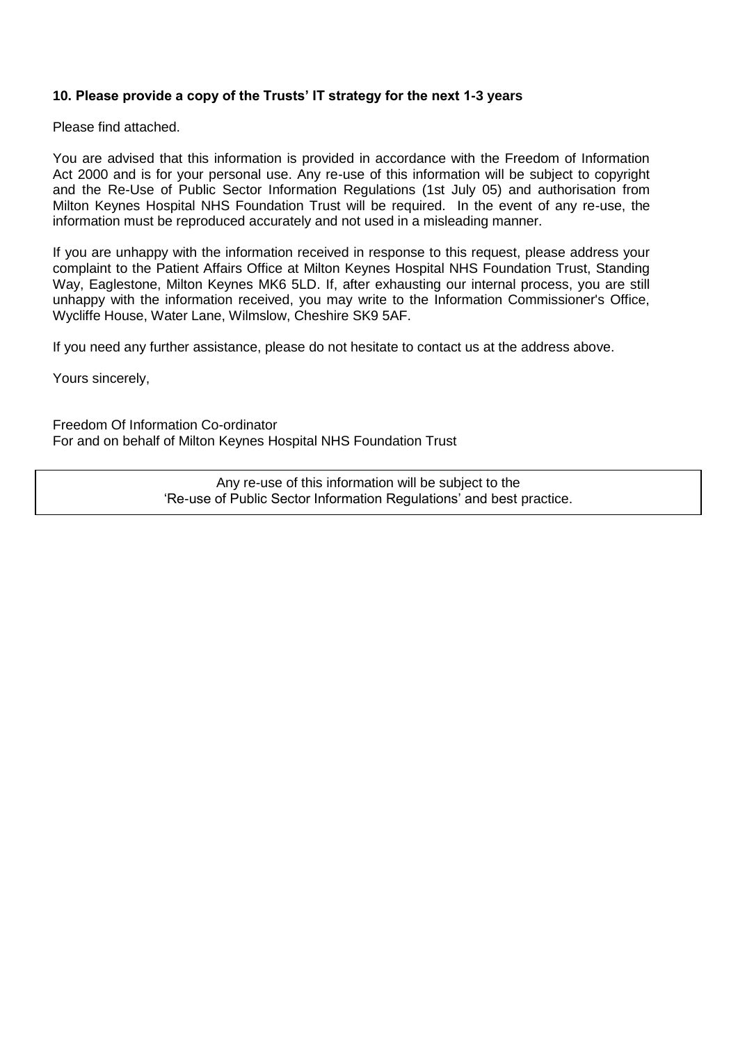**10. Please provide a copy of the Trusts' IT strategy for the next 1-3 years**

Please find attached.

You are advised that this information is provided in accordance with the Freedom of Information Act 2000 and is for your personal use. Any re-use of this information will be subject to copyright and the Re-Use of Public Sector Information Regulations (1st July 05) and authorisation from Milton Keynes Hospital NHS Foundation Trust will be required. In the event of any re-use, the information must be reproduced accurately and not used in a misleading manner.

If you are unhappy with the information received in response to this request, please address your complaint to the Patient Affairs Office at Milton Keynes Hospital NHS Foundation Trust, Standing Way, Eaglestone, Milton Keynes MK6 5LD. If, after exhausting our internal process, you are still unhappy with the information received, you may write to the Information Commissioner's Office, Wycliffe House, Water Lane, Wilmslow, Cheshire SK9 5AF.

If you need any further assistance, please do not hesitate to contact us at the address above.

Yours sincerely,

Freedom Of Information Co-ordinator
For and on behalf of Milton Keynes Hospital NHS Foundation Trust

Any re-use of this information will be subject to the
'Re-use of Public Sector Information Regulations' and best practice.